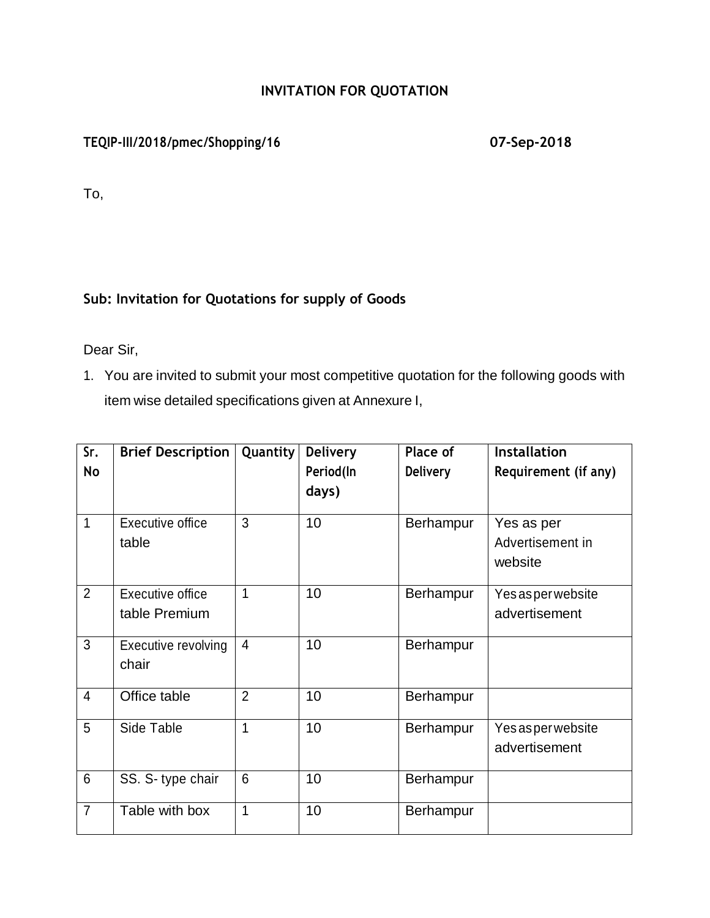# INVITATION FOR QUOTATION

**TEQIP-III/2018/pmec/Shopping/16** **07-Sep-2018**

To,

**Sub: Invitation for Quotations for supply of Goods**

Dear Sir,

1. You are invited to submit your most competitive quotation for the following goods with item wise detailed specifications given at Annexure I,

| Sr. No | Brief Description | Quantity | Delivery Period(In days) | Place of Delivery | Installation Requirement (if any) |
|---|---|---|---|---|---|
| 1 | Executive office table | 3 | 10 | Berhampur | Yes as per Advertisement in website |
| 2 | Executive office table Premium | 1 | 10 | Berhampur | Yes as per website advertisement |
| 3 | Executive revolving chair | 4 | 10 | Berhampur | |
| 4 | Office table | 2 | 10 | Berhampur | |
| 5 | Side Table | 1 | 10 | Berhampur | Yes as per website advertisement |
| 6 | SS. S- type chair | 6 | 10 | Berhampur | |
| 7 | Table with box | 1 | 10 | Berhampur | |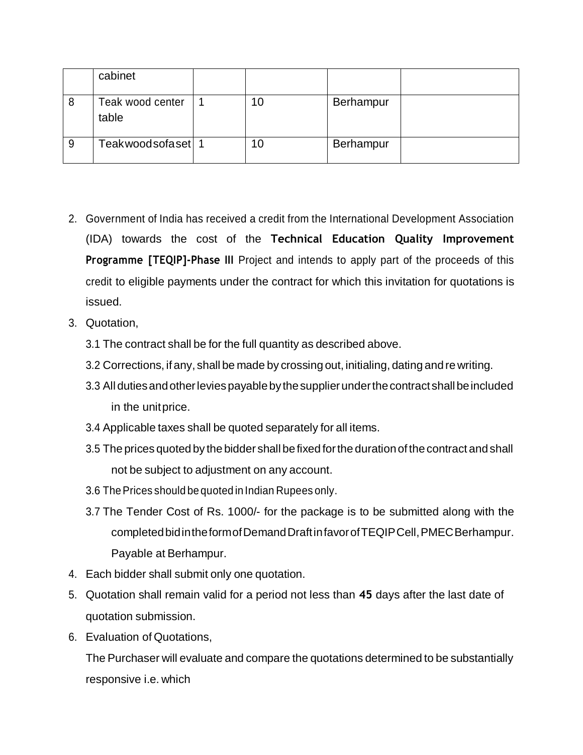| | | | | | |
|---|---|---|---|---|---|
| | cabinet | | | | |
| 8 | Teak wood center table | 1 | 10 | Berhampur | |
| 9 | Teakwoodsofaset | 1 | 10 | Berhampur | |

2. Government of India has received a credit from the International Development Association (IDA) towards the cost of the **Technical Education Quality Improvement Programme [TEQIP]-Phase III** Project and intends to apply part of the proceeds of this credit to eligible payments under the contract for which this invitation for quotations is issued.
3. Quotation,
   3.1 The contract shall be for the full quantity as described above.
   3.2 Corrections, if any, shall be made by crossing out, initialing, dating and re writing.
   3.3 All duties and other levies payable by the supplier under the contract shall be included in the unit price.
   3.4 Applicable taxes shall be quoted separately for all items.
   3.5 The prices quoted by the bidder shall be fixed for the duration of the contract and shall not be subject to adjustment on any account.
   3.6 The Prices should be quoted in Indian Rupees only.
   3.7 The Tender Cost of Rs. 1000/- for the package is to be submitted along with the completed bid in the form of Demand Draft in favor of TEQIP Cell, PMEC Berhampur. Payable at Berhampur.
4. Each bidder shall submit only one quotation.
5. Quotation shall remain valid for a period not less than **45** days after the last date of quotation submission.
6. Evaluation of Quotations,
   The Purchaser will evaluate and compare the quotations determined to be substantially responsive i.e. which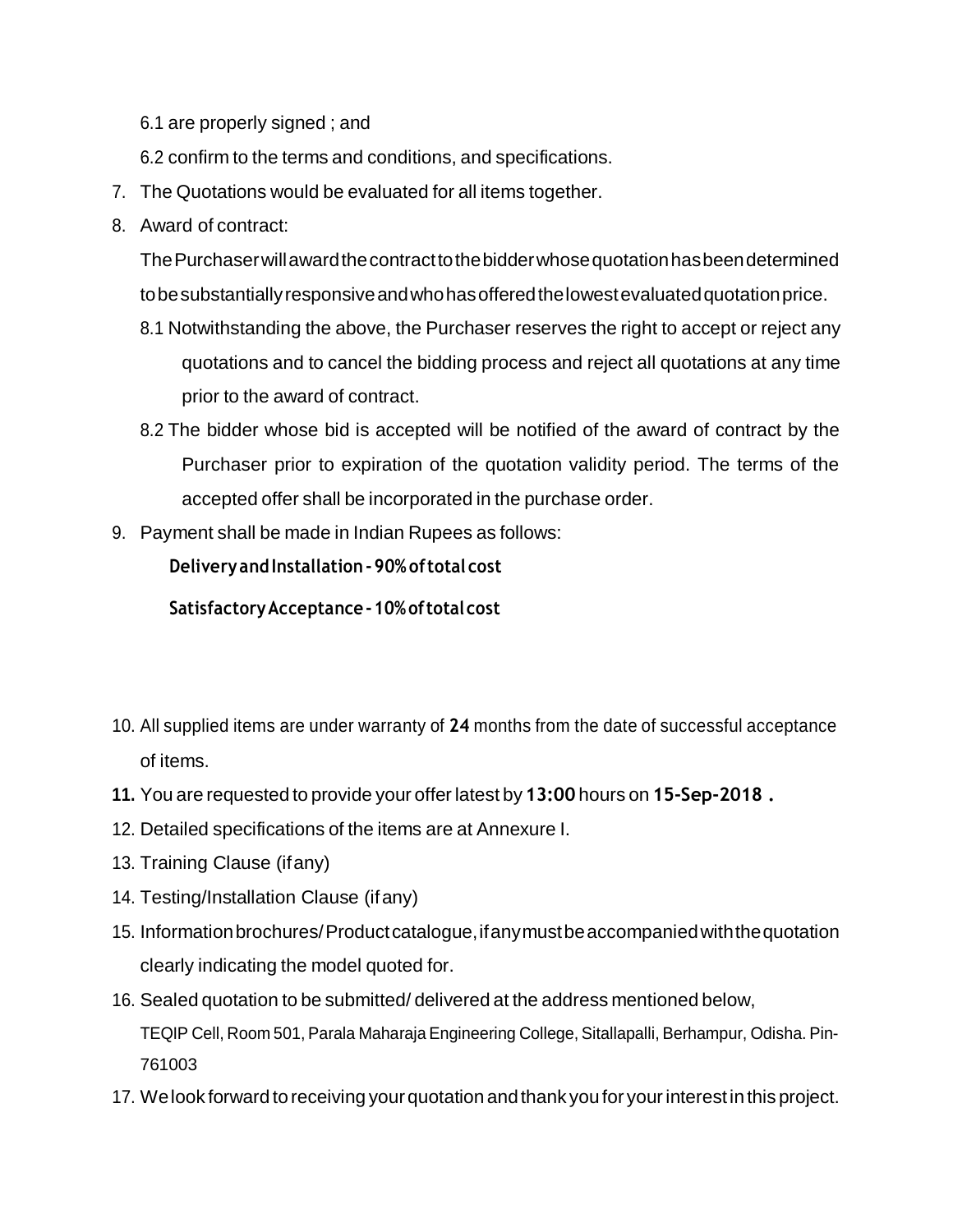6.1 are properly signed ; and

6.2 confirm to the terms and conditions, and specifications.

7. The Quotations would be evaluated for all items together.
8. Award of contract:

   The Purchaser will award the contract to the bidder whose quotation has been determined to be substantially responsive and who has offered the lowest evaluated quotation price.

   8.1 Notwithstanding the above, the Purchaser reserves the right to accept or reject any quotations and to cancel the bidding process and reject all quotations at any time prior to the award of contract.

   8.2 The bidder whose bid is accepted will be notified of the award of contract by the Purchaser prior to expiration of the quotation validity period. The terms of the accepted offer shall be incorporated in the purchase order.

9. Payment shall be made in Indian Rupees as follows:

   **Delivery and Installation - 90% of total cost**

   **Satisfactory Acceptance - 10% of total cost**

10. All supplied items are under warranty of **24** months from the date of successful acceptance of items.
11. You are requested to provide your offer latest by **13:00** hours on **15-Sep-2018 .**
12. Detailed specifications of the items are at Annexure I.
13. Training Clause (if any)
14. Testing/Installation Clause (if any)
15. Information brochures/ Product catalogue, if any must be accompanied with the quotation clearly indicating the model quoted for.
16. Sealed quotation to be submitted/ delivered at the address mentioned below,

    TEQIP Cell, Room 501, Parala Maharaja Engineering College, Sitallapalli, Berhampur, Odisha. Pin-761003

17. We look forward to receiving your quotation and thank you for your interest in this project.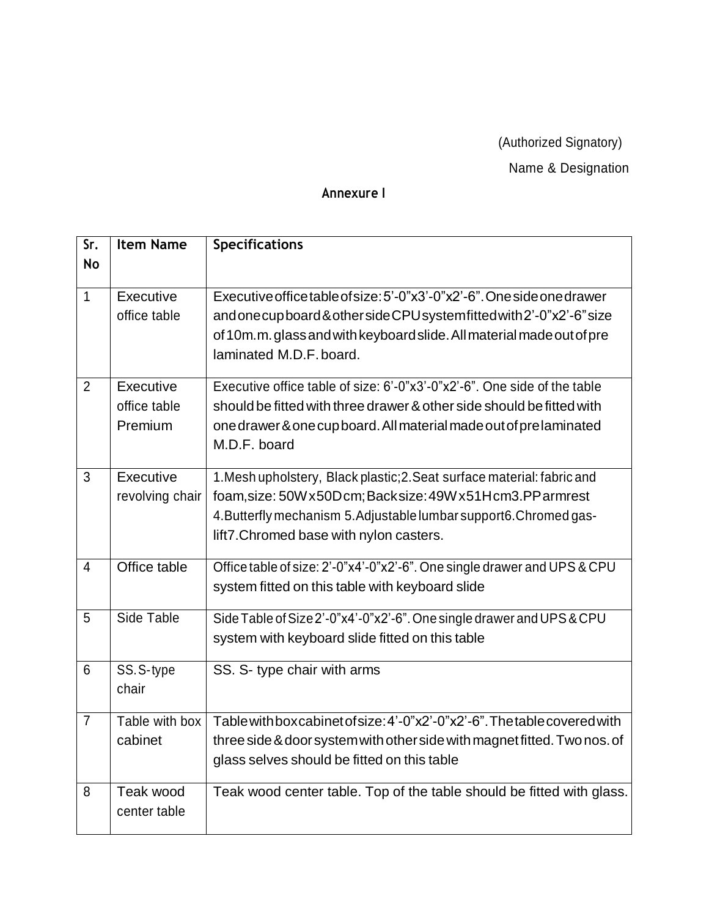(Authorized Signatory)

Name & Designation

**Annexure I**

| Sr. No | Item Name | Specifications |
|---|---|---|
| 1 | Executive office table | Executive office table of size: 5'-0"x3'-0"x2'-6". One side one drawer and one cupboard & other side CPU system fitted with 2'-0"x2'-6" size of 10m.m. glass and with keyboard slide. All material made out of pre laminated M.D.F. board. |
| 2 | Executive office table Premium | Executive office table of size: 6'-0"x3'-0"x2'-6". One side of the table should be fitted with three drawer & other side should be fitted with one drawer & one cupboard. All material made out of pre laminated M.D.F. board |
| 3 | Executive revolving chair | 1.Mesh upholstery, Black plastic;2.Seat surface material: fabric and foam,size: 50W x 50D cm; Back size: 49W x 51H cm3.PP armrest 4.Butterfly mechanism 5.Adjustable lumbar support6.Chromed gas-lift7.Chromed base with nylon casters. |
| 4 | Office table | Office table of size: 2'-0"x4'-0"x2'-6". One single drawer and UPS & CPU system fitted on this table with keyboard slide |
| 5 | Side Table | Side Table of Size 2'-0"x4'-0"x2'-6". One single drawer and UPS & CPU system with keyboard slide fitted on this table |
| 6 | SS.S-type chair | SS. S- type chair with arms |
| 7 | Table with box cabinet | Table with box cabinet of size: 4'-0"x2'-0"x2'-6". The table covered with three side & door system with other side with magnet fitted. Two nos. of glass selves should be fitted on this table |
| 8 | Teak wood center table | Teak wood center table. Top of the table should be fitted with glass. |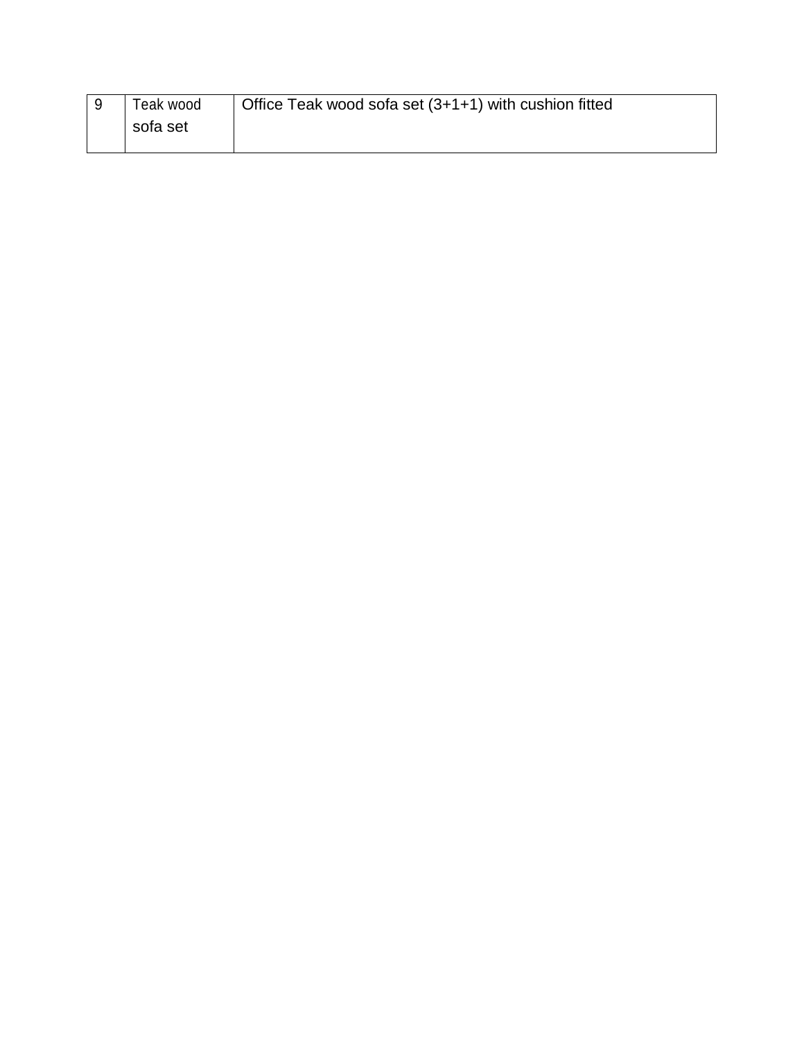| | | |
|---|---|---|
| 9 | Teak wood sofa set | Office Teak wood sofa set (3+1+1) with cushion fitted |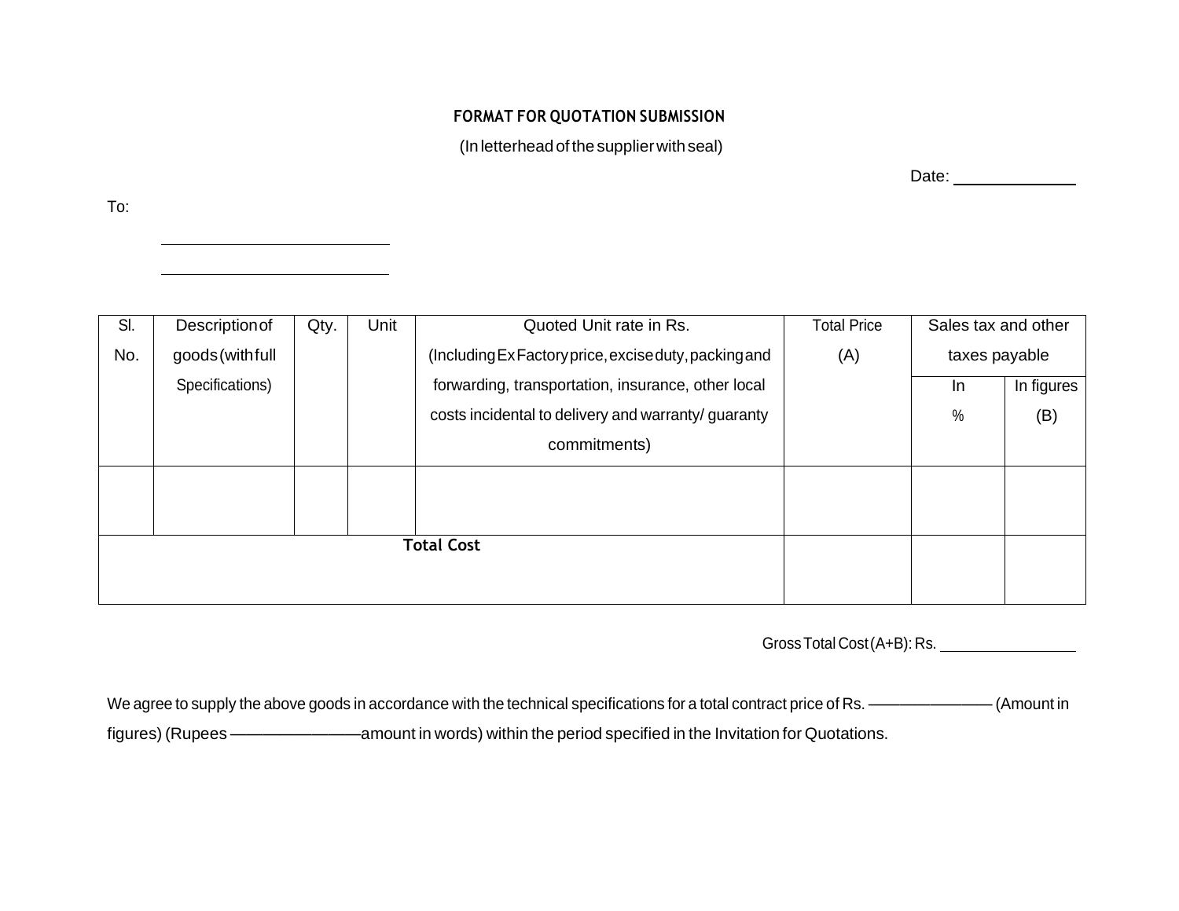# FORMAT FOR QUOTATION SUBMISSION

(In letterhead of the supplier with seal)

Date: ______________

To:

__________________________

__________________________

| Sl. No. | Description of goods (with full Specifications) | Qty. | Unit | Quoted Unit rate in Rs. (Including Ex Factory price, excise duty, packing and forwarding, transportation, insurance, other local costs incidental to delivery and warranty/ guaranty commitments) | Total Price (A) | Sales tax and other taxes payable | |
|---|---|---|---|---|---|---|---|
| | | | | | | In % | In figures (B) |
| | | | | | | | |
| **Total Cost** | | | | | | | |

Gross Total Cost (A+B): Rs. ________________

We agree to supply the above goods in accordance with the technical specifications for a total contract price of Rs. ——————— (Amount in figures) (Rupees ———————amount in words) within the period specified in the Invitation for Quotations.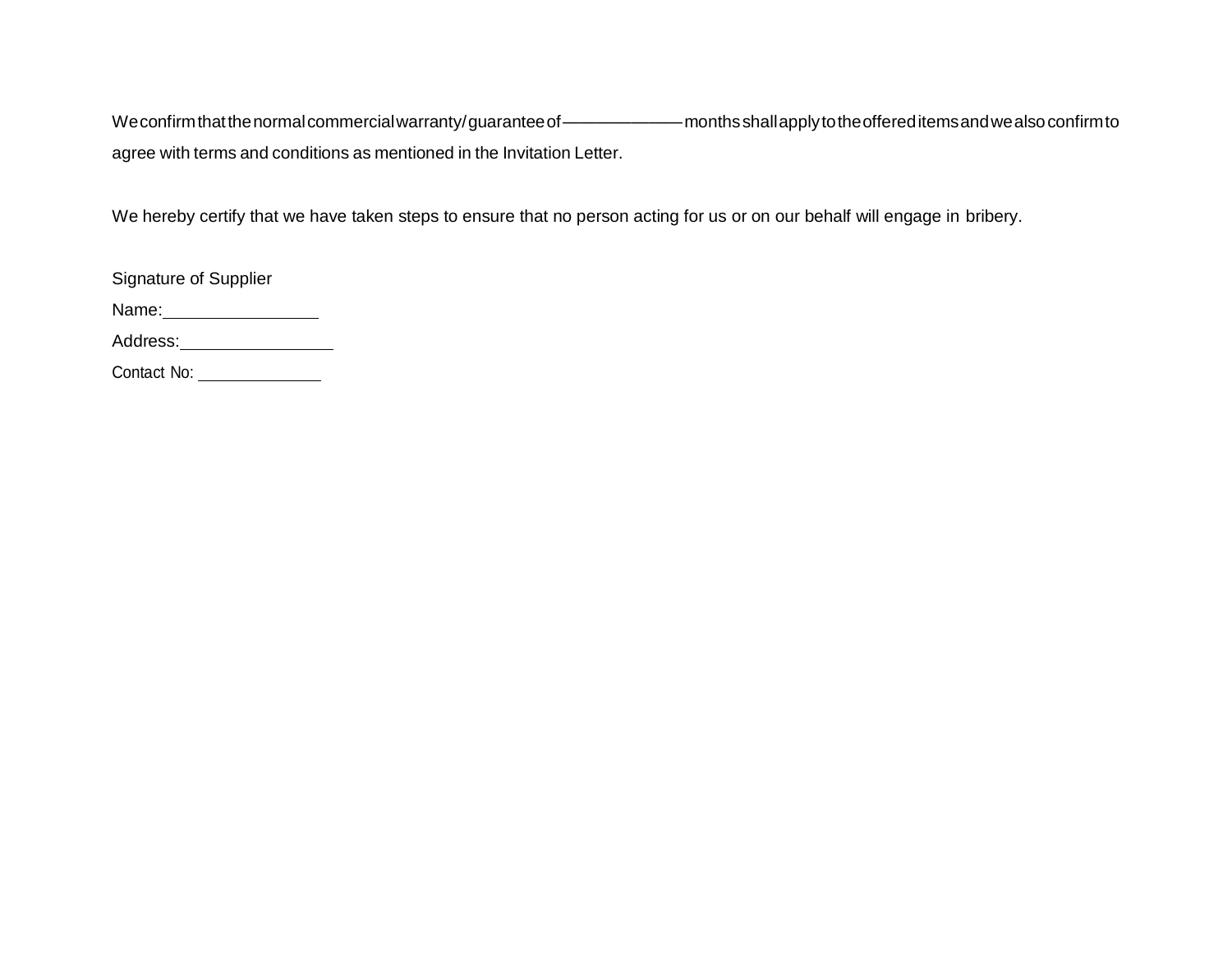We confirm that the normal commercial warranty/guarantee of \_\_\_\_\_\_\_\_\_\_\_\_\_ months shall apply to the offered items and we also confirm to agree with terms and conditions as mentioned in the Invitation Letter.

We hereby certify that we have taken steps to ensure that no person acting for us or on our behalf will engage in bribery.

Signature of Supplier

Name: \_\_\_\_\_\_\_\_\_\_\_\_\_\_\_\_

Address: \_\_\_\_\_\_\_\_\_\_\_\_\_\_\_\_

Contact No: \_\_\_\_\_\_\_\_\_\_\_\_\_\_